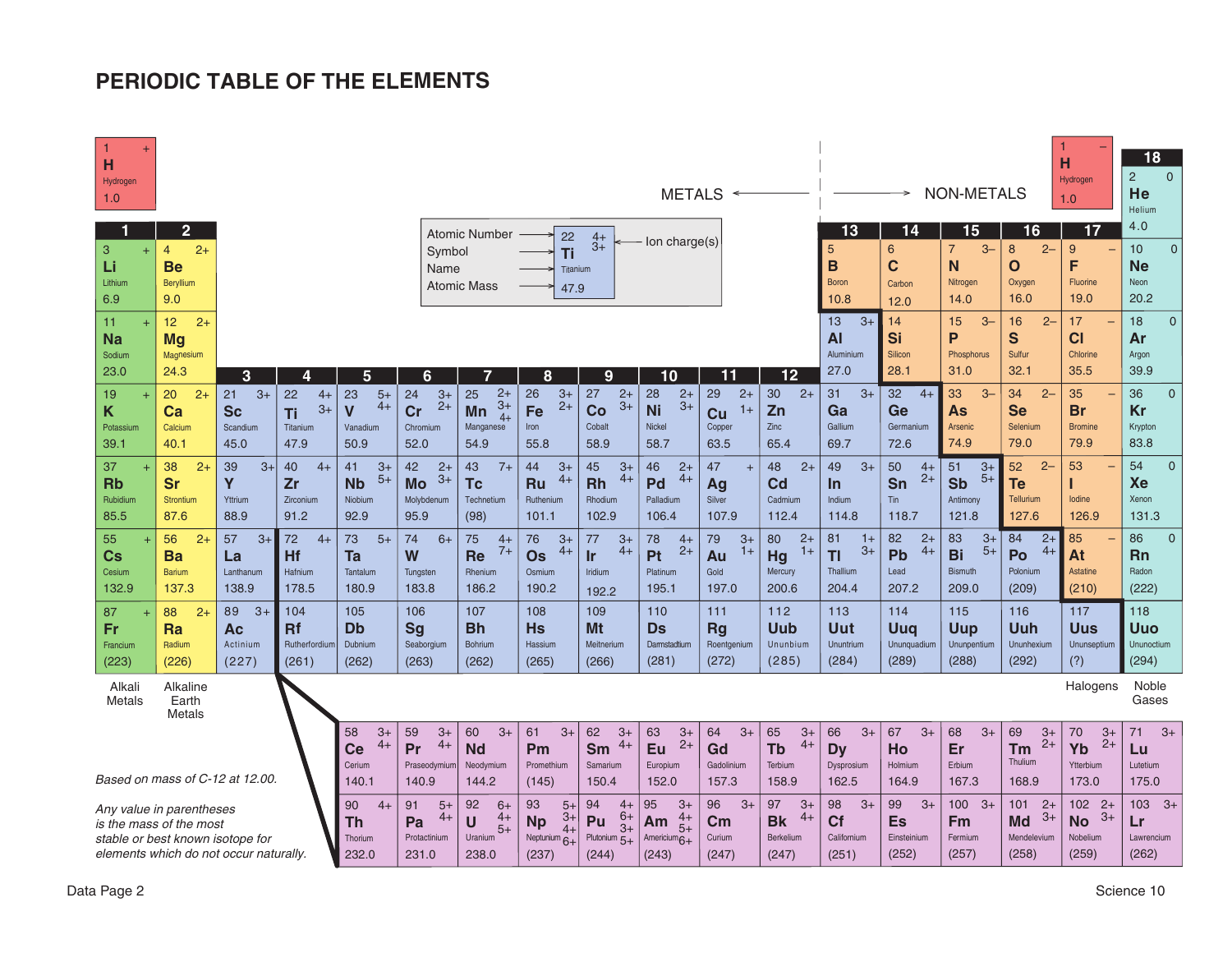# PERIODIC TABLE OF THE ELEMENTS

METALS ← | → NON-METALS

**Key:** Atomic Number: 22 | Symbol: Ti | Name: Titanium | Atomic Mass: 47.9 | Ion charge(s): 4+, 3+

Hydrogen appears twice: 1 H Hydrogen 1.0 (+) above group 1, and 1 H Hydrogen 1.0 (−) above group 17.

| Period | 1 | 2 | 3 | 4 | 5 | 6 | 7 | 8 | 9 | 10 | 11 | 12 | 13 | 14 | 15 | 16 | 17 | 18 |
|---|---|---|---|---|---|---|---|---|---|---|---|---|---|---|---|---|---|---|
| 1 | 1 H Hydrogen 1.0 (+) | | | | | | | | | | | | | | | | 1 H Hydrogen 1.0 (−) | 2 He Helium 4.0 (0) |
| 2 | 3 Li Lithium 6.9 (+) | 4 Be Beryllium 9.0 (2+) | | | | | | | | | | | 5 B Boron 10.8 | 6 C Carbon 12.0 | 7 N Nitrogen 14.0 (3−) | 8 O Oxygen 16.0 (2−) | 9 F Fluorine 19.0 (−) | 10 Ne Neon 20.2 (0) |
| 3 | 11 Na Sodium 23.0 (+) | 12 Mg Magnesium 24.3 (2+) | | | | | | | | | | | 13 Al Aluminium 27.0 (3+) | 14 Si Silicon 28.1 | 15 P Phosphorus 31.0 (3−) | 16 S Sulfur 32.1 (2−) | 17 Cl Chlorine 35.5 (−) | 18 Ar Argon 39.9 (0) |
| 4 | 19 K Potassium 39.1 (+) | 20 Ca Calcium 40.1 (2+) | 21 Sc Scandium 45.0 (3+) | 22 Ti Titanium 47.9 (4+, 3+) | 23 V Vanadium 50.9 (5+, 4+) | 24 Cr Chromium 52.0 (3+, 2+) | 25 Mn Manganese 54.9 (2+, 3+, 4+) | 26 Fe Iron 55.8 (3+, 2+) | 27 Co Cobalt 58.9 (2+, 3+) | 28 Ni Nickel 58.7 (2+, 3+) | 29 Cu Copper 63.5 (2+, 1+) | 30 Zn Zinc 65.4 (2+) | 31 Ga Gallium 69.7 (3+) | 32 Ge Germanium 72.6 (4+) | 33 As Arsenic 74.9 (3−) | 34 Se Selenium 79.0 (2−) | 35 Br Bromine 79.9 (−) | 36 Kr Krypton 83.8 (0) |
| 5 | 37 Rb Rubidium 85.5 (+) | 38 Sr Strontium 87.6 (2+) | 39 Y Yttrium 88.9 (3+) | 40 Zr Zirconium 91.2 (4+) | 41 Nb Niobium 92.9 (3+, 5+) | 42 Mo Molybdenum 95.9 (2+, 3+) | 43 Tc Technetium (98) (7+) | 44 Ru Ruthenium 101.1 (3+, 4+) | 45 Rh Rhodium 102.9 (3+, 4+) | 46 Pd Palladium 106.4 (2+, 4+) | 47 Ag Silver 107.9 (+) | 48 Cd Cadmium 112.4 (2+) | 49 In Indium 114.8 (3+) | 50 Sn Tin 118.7 (4+, 2+) | 51 Sb Antimony 121.8 (3+, 5+) | 52 Te Tellurium 127.6 (2−) | 53 I Iodine 126.9 (−) | 54 Xe Xenon 131.3 (0) |
| 6 | 55 Cs Cesium 132.9 (+) | 56 Ba Barium 137.3 (2+) | 57 La Lanthanum 138.9 (3+) | 72 Hf Hafnium 178.5 (4+) | 73 Ta Tantalum 180.9 (5+) | 74 W Tungsten 183.8 (6+) | 75 Re Rhenium 186.2 (4+, 7+) | 76 Os Osmium 190.2 (3+, 4+) | 77 Ir Iridium 192.2 (3+, 4+) | 78 Pt Platinum 195.1 (4+, 2+) | 79 Au Gold 197.0 (3+, 1+) | 80 Hg Mercury 200.6 (2+, 1+) | 81 Tl Thallium 204.4 (1+, 3+) | 82 Pb Lead 207.2 (2+, 4+) | 83 Bi Bismuth 209.0 (3+, 5+) | 84 Po Polonium (209) (2+, 4+) | 85 At Astatine (210) (−) | 86 Rn Radon (222) (0) |
| 7 | 87 Fr Francium (223) (+) | 88 Ra Radium (226) (2+) | 89 Ac Actinium (227) (3+) | 104 Rf Rutherfordium (261) | 105 Db Dubnium (262) | 106 Sg Seaborgium (263) | 107 Bh Bohrium (262) | 108 Hs Hassium (265) | 109 Mt Meitnerium (266) | 110 Ds Darmstadtium (281) | 111 Rg Roentgenium (272) | 112 Uub Ununbium (285) | 113 Uut Ununtrium (284) | 114 Uuq Ununquadium (289) | 115 Uup Ununpentium (288) | 116 Uuh Ununhexium (292) | 117 Uus Ununseptium (?) | 118 Uuo Ununoctium (294) |
| | Alkali Metals | Alkaline Earth Metals | | | | | | | | | | | | | | | Halogens | Noble Gases |

| 58 Ce Cerium 140.1 (3+, 4+) | 59 Pr Praseodymium 140.9 (3+, 4+) | 60 Nd Neodymium 144.2 (3+) | 61 Pm Promethium (145) (3+) | 62 Sm Samarium 150.4 (3+, 4+) | 63 Eu Europium 152.0 (3+, 2+) | 64 Gd Gadolinium 157.3 (3+) | 65 Tb Terbium 158.9 (3+, 4+) | 66 Dy Dysprosium 162.5 (3+) | 67 Ho Holmium 164.9 (3+) | 68 Er Erbium 167.3 (3+) | 69 Tm Thulium 168.9 (3+, 2+) | 70 Yb Ytterbium 173.0 (3+, 2+) | 71 Lu Lutetium 175.0 (3+) |
|---|---|---|---|---|---|---|---|---|---|---|---|---|---|
| 90 Th Thorium 232.0 (4+) | 91 Pa Protactinium 231.0 (5+, 4+) | 92 U Uranium 238.0 (6+, 4+, 5+) | 93 Np Neptunium (237) (5+, 3+, 4+, 6+) | 94 Pu Plutonium (244) (4+, 6+, 3+, 5+) | 95 Am Americium (243) (3+, 4+, 5+, 6+) | 96 Cm Curium (247) (3+) | 97 Bk Berkelium (247) (3+, 4+) | 98 Cf Californium (251) (3+) | 99 Es Einsteinium (252) (3+) | 100 Fm Fermium (257) (3+) | 101 Md Mendelevium (258) (2+, 3+) | 102 No Nobelium (259) (2+, 3+) | 103 Lr Lawrencium (262) (3+) |

*Based on mass of C-12 at 12.00.*

*Any value in parentheses is the mass of the most stable or best known isotope for elements which do not occur naturally.*

Data Page 2

Science 10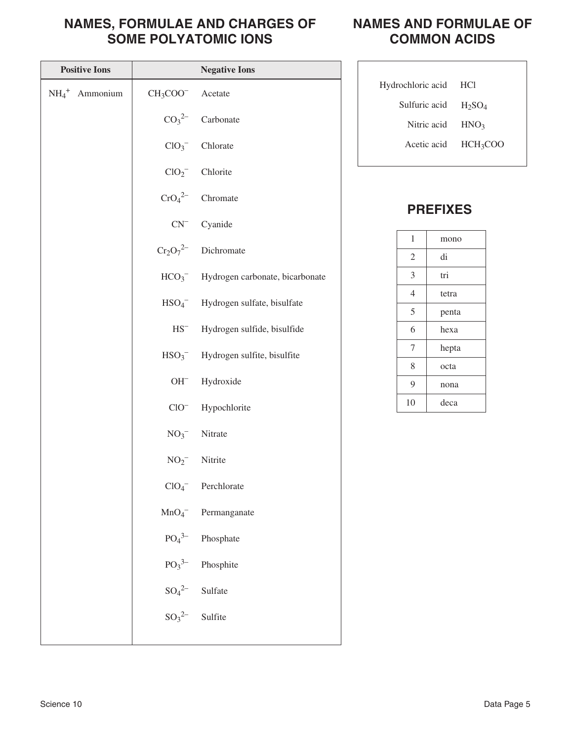## NAMES, FORMULAE AND CHARGES OF SOME POLYATOMIC IONS

| Positive Ions | | Negative Ions | |
|---|---|---|---|
| $NH_4^+$ | Ammonium | $CH_3COO^-$ | Acetate |
| | | $CO_3^{2-}$ | Carbonate |
| | | $ClO_3^-$ | Chlorate |
| | | $ClO_2^-$ | Chlorite |
| | | $CrO_4^{2-}$ | Chromate |
| | | $CN^-$ | Cyanide |
| | | $Cr_2O_7^{2-}$ | Dichromate |
| | | $HCO_3^-$ | Hydrogen carbonate, bicarbonate |
| | | $HSO_4^-$ | Hydrogen sulfate, bisulfate |
| | | $HS^-$ | Hydrogen sulfide, bisulfide |
| | | $HSO_3^-$ | Hydrogen sulfite, bisulfite |
| | | $OH^-$ | Hydroxide |
| | | $ClO^-$ | Hypochlorite |
| | | $NO_3^-$ | Nitrate |
| | | $NO_2^-$ | Nitrite |
| | | $ClO_4^-$ | Perchlorate |
| | | $MnO_4^-$ | Permanganate |
| | | $PO_4^{3-}$ | Phosphate |
| | | $PO_3^{3-}$ | Phosphite |
| | | $SO_4^{2-}$ | Sulfate |
| | | $SO_3^{2-}$ | Sulfite |

## NAMES AND FORMULAE OF COMMON ACIDS

| | |
|---|---|
| Hydrochloric acid | $HCl$ |
| Sulfuric acid | $H_2SO_4$ |
| Nitric acid | $HNO_3$ |
| Acetic acid | $HCH_3COO$ |

## PREFIXES

| | |
|---|---|
| 1 | mono |
| 2 | di |
| 3 | tri |
| 4 | tetra |
| 5 | penta |
| 6 | hexa |
| 7 | hepta |
| 8 | octa |
| 9 | nona |
| 10 | deca |